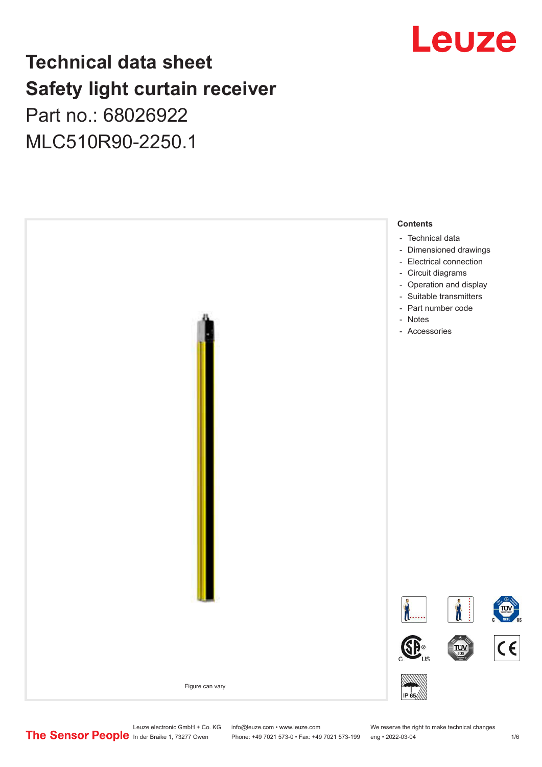# Technical data sheet
# Safety light curtain receiver
Part no.: 68026922

MLC510R90-2250.1

Figure can vary

**Contents**

- Technical data
- Dimensioned drawings
- Electrical connection
- Circuit diagrams
- Operation and display
- Suitable transmitters
- Part number code
- Notes
- Accessories

Leuze electronic GmbH + Co. KG
In der Braike 1, 73277 Owen

info@leuze.com • www.leuze.com
Phone: +49 7021 573-0 • Fax: +49 7021 573-199

We reserve the right to make technical changes
eng • 2022-03-04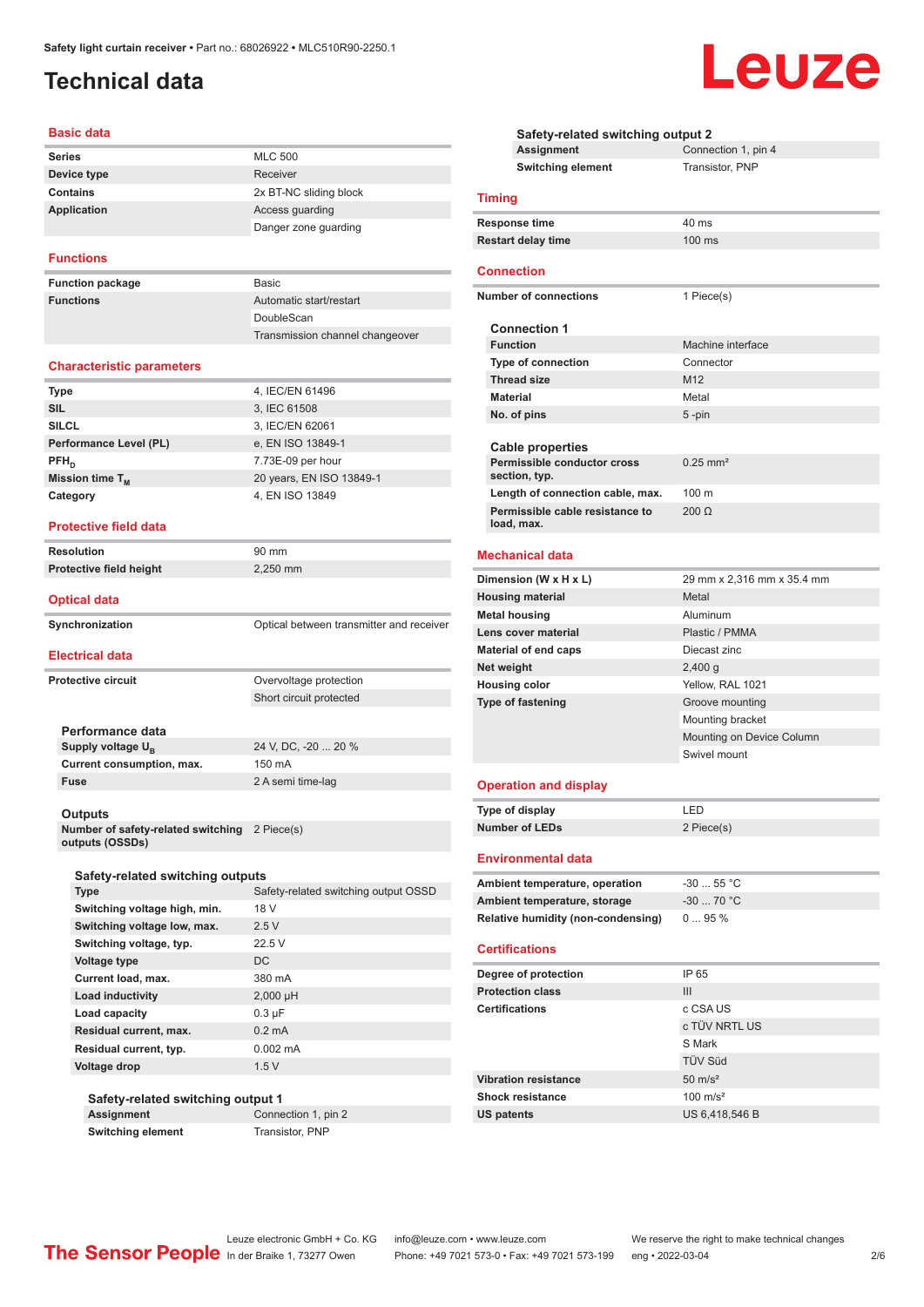Safety light curtain receiver • Part no.: 68026922 • MLC510R90-2250.1

# Technical data

## Basic data

| | |
|---|---|
| **Series** | MLC 500 |
| **Device type** | Receiver |
| **Contains** | 2x BT-NC sliding block |
| **Application** | Access guarding |
| | Danger zone guarding |

## Functions

| | |
|---|---|
| **Function package** | Basic |
| **Functions** | Automatic start/restart |
| | DoubleScan |
| | Transmission channel changeover |

## Characteristic parameters

| | |
|---|---|
| **Type** | 4, IEC/EN 61496 |
| **SIL** | 3, IEC 61508 |
| **SILCL** | 3, IEC/EN 62061 |
| **Performance Level (PL)** | e, EN ISO 13849-1 |
| **$PFH_D$** | 7.73E-09 per hour |
| **Mission time $T_M$** | 20 years, EN ISO 13849-1 |
| **Category** | 4, EN ISO 13849 |

## Protective field data

| | |
|---|---|
| **Resolution** | 90 mm |
| **Protective field height** | 2,250 mm |

## Optical data

| | |
|---|---|
| **Synchronization** | Optical between transmitter and receiver |

## Electrical data

| | |
|---|---|
| **Protective circuit** | Overvoltage protection |
| | Short circuit protected |

### Performance data

| | |
|---|---|
| **Supply voltage $U_B$** | 24 V, DC, -20 ... 20 % |
| **Current consumption, max.** | 150 mA |
| **Fuse** | 2 A semi time-lag |

### Outputs

| | |
|---|---|
| **Number of safety-related switching outputs (OSSDs)** | 2 Piece(s) |

#### Safety-related switching outputs

| | |
|---|---|
| **Type** | Safety-related switching output OSSD |
| **Switching voltage high, min.** | 18 V |
| **Switching voltage low, max.** | 2.5 V |
| **Switching voltage, typ.** | 22.5 V |
| **Voltage type** | DC |
| **Current load, max.** | 380 mA |
| **Load inductivity** | 2,000 µH |
| **Load capacity** | 0.3 µF |
| **Residual current, max.** | 0.2 mA |
| **Residual current, typ.** | 0.002 mA |
| **Voltage drop** | 1.5 V |

##### Safety-related switching output 1

| | |
|---|---|
| **Assignment** | Connection 1, pin 2 |
| **Switching element** | Transistor, PNP |

##### Safety-related switching output 2

| | |
|---|---|
| **Assignment** | Connection 1, pin 4 |
| **Switching element** | Transistor, PNP |

## Timing

| | |
|---|---|
| **Response time** | 40 ms |
| **Restart delay time** | 100 ms |

## Connection

| | |
|---|---|
| **Number of connections** | 1 Piece(s) |

### Connection 1

| | |
|---|---|
| **Function** | Machine interface |
| **Type of connection** | Connector |
| **Thread size** | M12 |
| **Material** | Metal |
| **No. of pins** | 5 -pin |

### Cable properties

| | |
|---|---|
| **Permissible conductor cross section, typ.** | 0.25 mm² |
| **Length of connection cable, max.** | 100 m |
| **Permissible cable resistance to load, max.** | 200 Ω |

## Mechanical data

| | |
|---|---|
| **Dimension (W x H x L)** | 29 mm x 2,316 mm x 35.4 mm |
| **Housing material** | Metal |
| **Metal housing** | Aluminum |
| **Lens cover material** | Plastic / PMMA |
| **Material of end caps** | Diecast zinc |
| **Net weight** | 2,400 g |
| **Housing color** | Yellow, RAL 1021 |
| **Type of fastening** | Groove mounting |
| | Mounting bracket |
| | Mounting on Device Column |
| | Swivel mount |

## Operation and display

| | |
|---|---|
| **Type of display** | LED |
| **Number of LEDs** | 2 Piece(s) |

## Environmental data

| | |
|---|---|
| **Ambient temperature, operation** | -30 ... 55 °C |
| **Ambient temperature, storage** | -30 ... 70 °C |
| **Relative humidity (non-condensing)** | 0 ... 95 % |

## Certifications

| | |
|---|---|
| **Degree of protection** | IP 65 |
| **Protection class** | III |
| **Certifications** | c CSA US |
| | c TÜV NRTL US |
| | S Mark |
| | TÜV Süd |
| **Vibration resistance** | 50 m/s² |
| **Shock resistance** | 100 m/s² |
| **US patents** | US 6,418,546 B |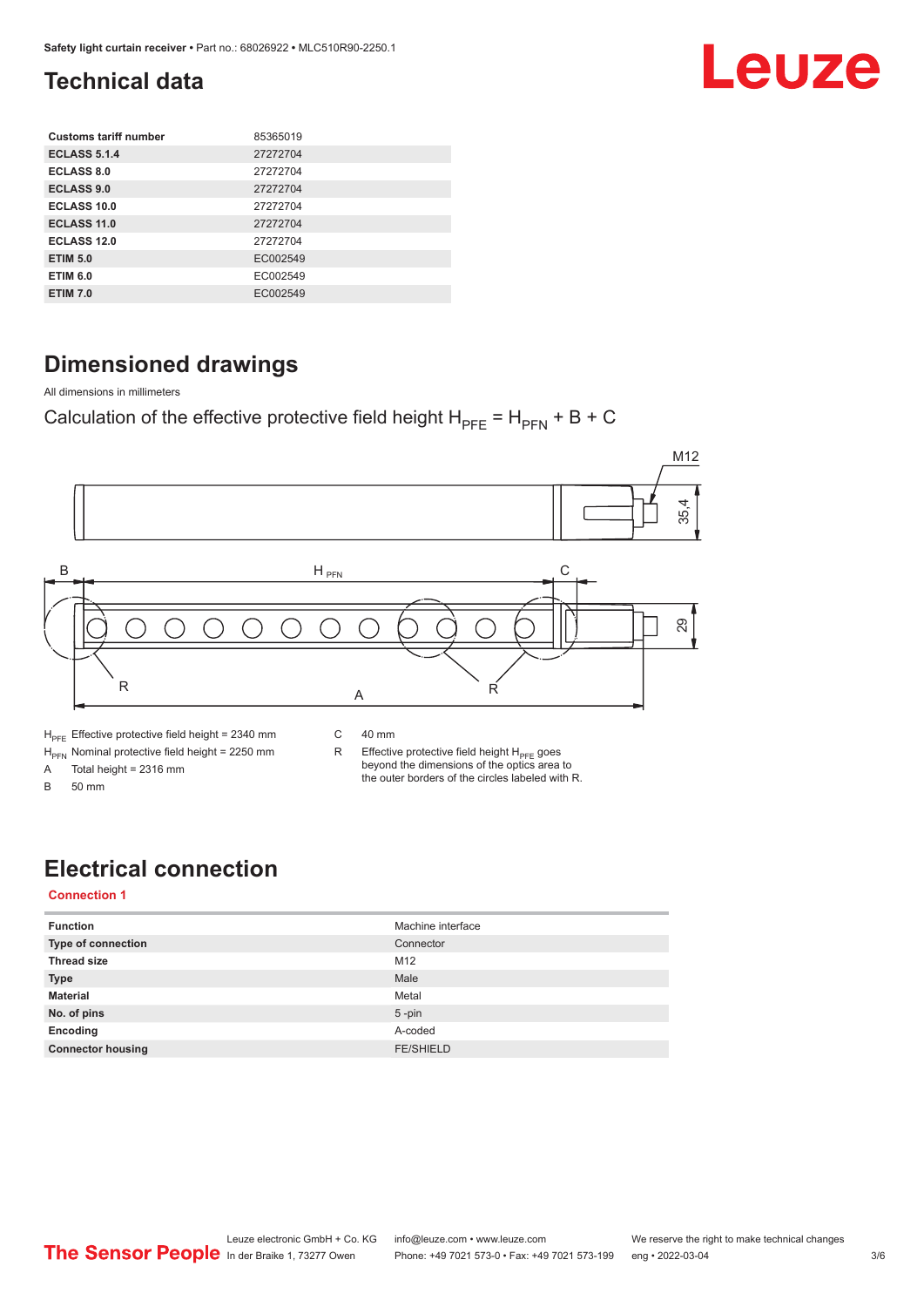## Technical data

| Customs tariff number | 85365019 |
|---|---|
| ECLASS 5.1.4 | 27272704 |
| ECLASS 8.0 | 27272704 |
| ECLASS 9.0 | 27272704 |
| ECLASS 10.0 | 27272704 |
| ECLASS 11.0 | 27272704 |
| ECLASS 12.0 | 27272704 |
| ETIM 5.0 | EC002549 |
| ETIM 6.0 | EC002549 |
| ETIM 7.0 | EC002549 |

## Dimensioned drawings

All dimensions in millimeters

Calculation of the effective protective field height $H_{PFE} = H_{PFN} + B + C$

$H_{PFE}$ Effective protective field height = 2340 mm

$H_{PFN}$ Nominal protective field height = 2250 mm

A Total height = 2316 mm

B 50 mm

C 40 mm

R Effective protective field height $H_{PFE}$ goes beyond the dimensions of the optics area to the outer borders of the circles labeled with R.

## Electrical connection

**Connection 1**

| Function | Machine interface |
|---|---|
| Type of connection | Connector |
| Thread size | M12 |
| Type | Male |
| Material | Metal |
| No. of pins | 5 -pin |
| Encoding | A-coded |
| Connector housing | FE/SHIELD |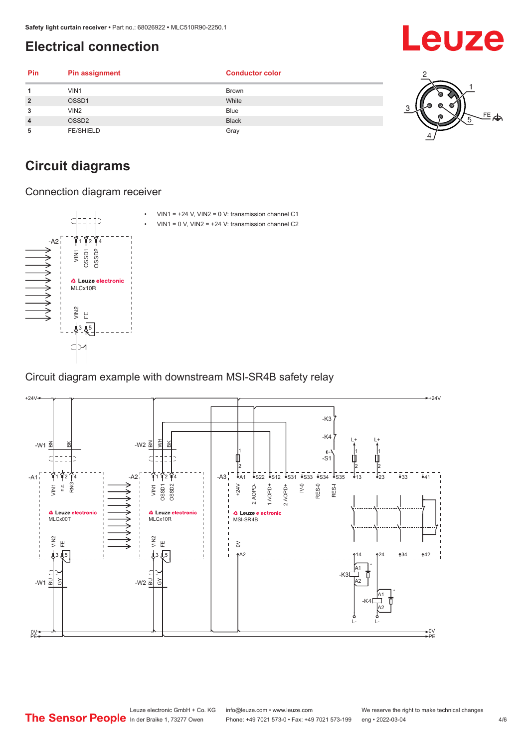## Electrical connection

| Pin | Pin assignment | Conductor color |
|---|---|---|
| 1 | VIN1 | Brown |
| 2 | OSSD1 | White |
| 3 | VIN2 | Blue |
| 4 | OSSD2 | Black |
| 5 | FE/SHIELD | Gray |

## Circuit diagrams

### Connection diagram receiver

- VIN1 = +24 V, VIN2 = 0 V: transmission channel C1
- VIN1 = 0 V, VIN2 = +24 V: transmission channel C2

### Circuit diagram example with downstream MSI-SR4B safety relay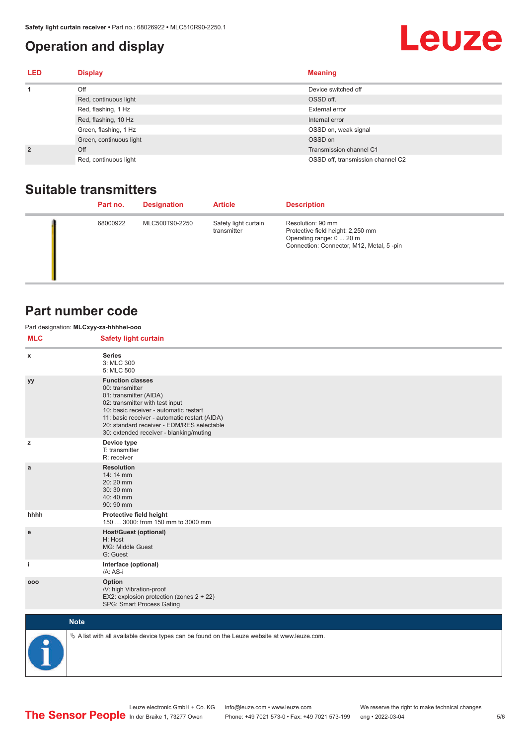## Operation and display

| LED | Display | Meaning |
|---|---|---|
| 1 | Off | Device switched off |
| | Red, continuous light | OSSD off. |
| | Red, flashing, 1 Hz | External error |
| | Red, flashing, 10 Hz | Internal error |
| | Green, flashing, 1 Hz | OSSD on, weak signal |
| | Green, continuous light | OSSD on |
| 2 | Off | Transmission channel C1 |
| | Red, continuous light | OSSD off, transmission channel C2 |

## Suitable transmitters

| | Part no. | Designation | Article | Description |
|---|---|---|---|---|
| | 68000922 | MLC500T90-2250 | Safety light curtain transmitter | Resolution: 90 mm<br>Protective field height: 2,250 mm<br>Operating range: 0 ... 20 m<br>Connection: Connector, M12, Metal, 5 -pin |

## Part number code

Part designation: **MLCxyy-za-hhhhei-ooo**

| MLC | Safety light curtain |
|---|---|
| x | **Series**<br>3: MLC 300<br>5: MLC 500 |
| yy | **Function classes**<br>00: transmitter<br>01: transmitter (AIDA)<br>02: transmitter with test input<br>10: basic receiver - automatic restart<br>11: basic receiver - automatic restart (AIDA)<br>20: standard receiver - EDM/RES selectable<br>30: extended receiver - blanking/muting |
| z | **Device type**<br>T: transmitter<br>R: receiver |
| a | **Resolution**<br>14: 14 mm<br>20: 20 mm<br>30: 30 mm<br>40: 40 mm<br>90: 90 mm |
| hhhh | **Protective field height**<br>150 … 3000: from 150 mm to 3000 mm |
| e | **Host/Guest (optional)**<br>H: Host<br>MG: Middle Guest<br>G: Guest |
| i | **Interface (optional)**<br>/A: AS-i |
| ooo | **Option**<br>/V: high Vibration-proof<br>EX2: explosion protection (zones 2 + 22)<br>SPG: Smart Process Gating |

**Note**

A list with all available device types can be found on the Leuze website at www.leuze.com.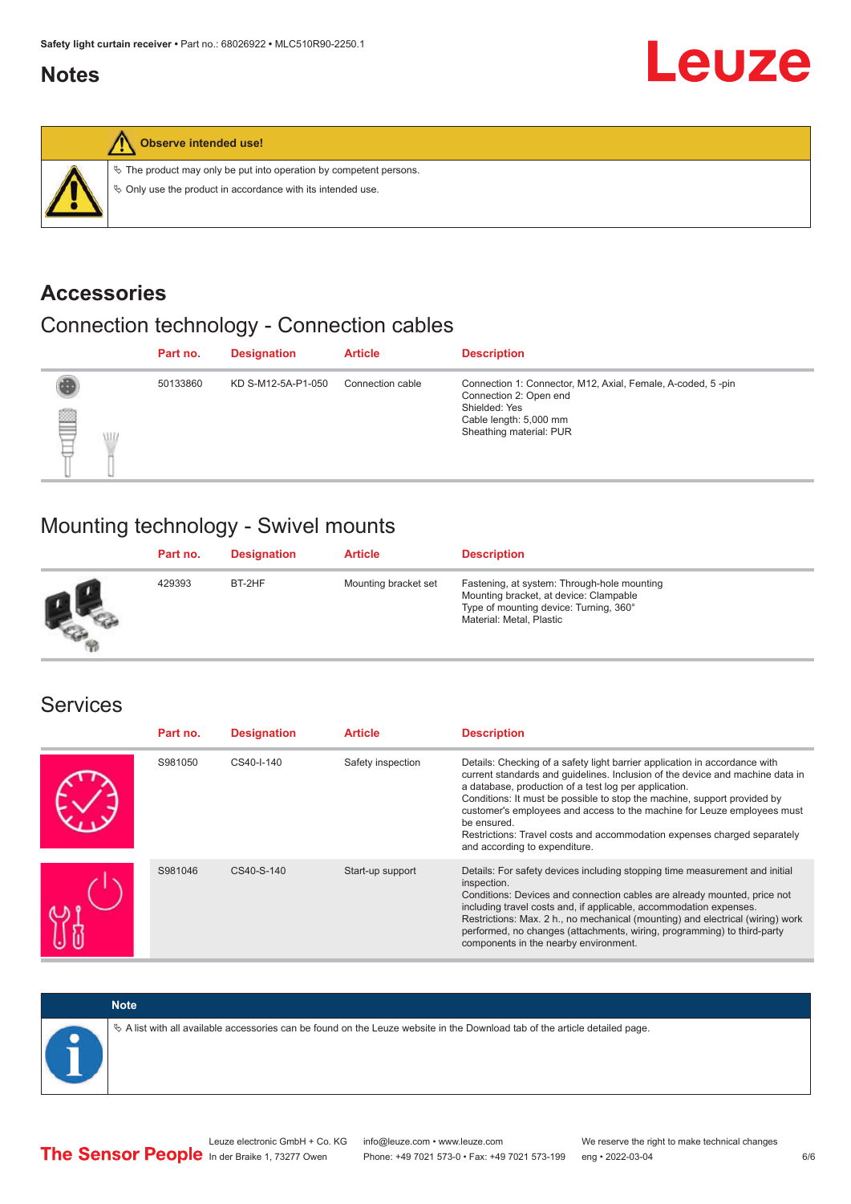## Notes

**Observe intended use!**

- The product may only be put into operation by competent persons.
- Only use the product in accordance with its intended use.

## Accessories

### Connection technology - Connection cables

| Part no. | Designation | Article | Description |
|---|---|---|---|
| 50133860 | KD S-M12-5A-P1-050 | Connection cable | Connection 1: Connector, M12, Axial, Female, A-coded, 5 -pin<br>Connection 2: Open end<br>Shielded: Yes<br>Cable length: 5,000 mm<br>Sheathing material: PUR |

### Mounting technology - Swivel mounts

| Part no. | Designation | Article | Description |
|---|---|---|---|
| 429393 | BT-2HF | Mounting bracket set | Fastening, at system: Through-hole mounting<br>Mounting bracket, at device: Clampable<br>Type of mounting device: Turning, 360°<br>Material: Metal, Plastic |

### Services

| Part no. | Designation | Article | Description |
|---|---|---|---|
| S981050 | CS40-I-140 | Safety inspection | Details: Checking of a safety light barrier application in accordance with current standards and guidelines. Inclusion of the device and machine data in a database, production of a test log per application.<br>Conditions: It must be possible to stop the machine, support provided by customer's employees and access to the machine for Leuze employees must be ensured.<br>Restrictions: Travel costs and accommodation expenses charged separately and according to expenditure. |
| S981046 | CS40-S-140 | Start-up support | Details: For safety devices including stopping time measurement and initial inspection.<br>Conditions: Devices and connection cables are already mounted, price not including travel costs and, if applicable, accommodation expenses.<br>Restrictions: Max. 2 h., no mechanical (mounting) and electrical (wiring) work performed, no changes (attachments, wiring, programming) to third-party components in the nearby environment. |

**Note**

- A list with all available accessories can be found on the Leuze website in the Download tab of the article detailed page.